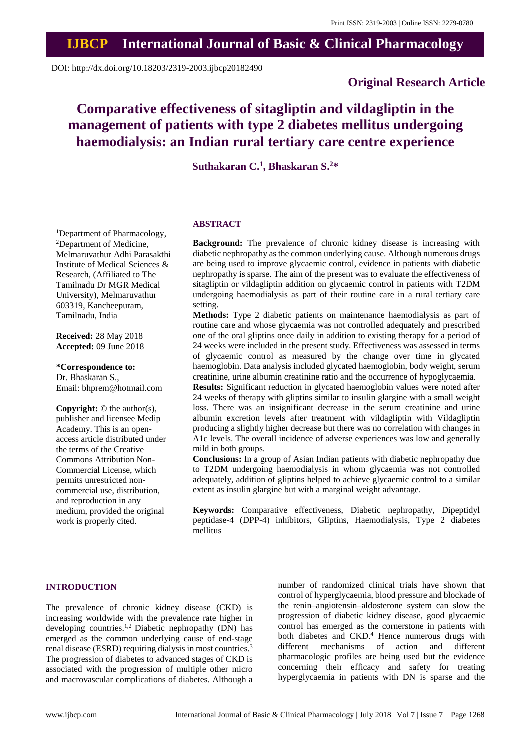Print ISSN: 2319-2003 | Online ISSN: 2279-0780

# IJBCP International Journal of Basic & Clinical Pharmacology

DOI: http://dx.doi.org/10.18203/2319-2003.ijbcp20182490

**Original Research Article**

# Comparative effectiveness of sitagliptin and vildagliptin in the management of patients with type 2 diabetes mellitus undergoing haemodialysis: an Indian rural tertiary care centre experience

**Suthakaran C.[1], Bhaskaran S.[2]***

[1]Department of Pharmacology, [2]Department of Medicine, Melmaruvathur Adhi Parasakthi Institute of Medical Sciences & Research, (Affiliated to The Tamilnadu Dr MGR Medical University), Melmaruvathur 603319, Kancheepuram, Tamilnadu, India

**Received:** 28 May 2018
**Accepted:** 09 June 2018

***Correspondence to:**
Dr. Bhaskaran S.,
Email: bhprem@hotmail.com

**Copyright:** © the author(s), publisher and licensee Medip Academy. This is an open-access article distributed under the terms of the Creative Commons Attribution Non-Commercial License, which permits unrestricted non-commercial use, distribution, and reproduction in any medium, provided the original work is properly cited.

## ABSTRACT

**Background:** The prevalence of chronic kidney disease is increasing with diabetic nephropathy as the common underlying cause. Although numerous drugs are being used to improve glycaemic control, evidence in patients with diabetic nephropathy is sparse. The aim of the present was to evaluate the effectiveness of sitagliptin or vildagliptin addition on glycaemic control in patients with T2DM undergoing haemodialysis as part of their routine care in a rural tertiary care setting.

**Methods:** Type 2 diabetic patients on maintenance haemodialysis as part of routine care and whose glycaemia was not controlled adequately and prescribed one of the oral gliptins once daily in addition to existing therapy for a period of 24 weeks were included in the present study. Effectiveness was assessed in terms of glycaemic control as measured by the change over time in glycated haemoglobin. Data analysis included glycated haemoglobin, body weight, serum creatinine, urine albumin creatinine ratio and the occurrence of hypoglycaemia.

**Results:** Significant reduction in glycated haemoglobin values were noted after 24 weeks of therapy with gliptins similar to insulin glargine with a small weight loss. There was an insignificant decrease in the serum creatinine and urine albumin excretion levels after treatment with vildagliptin with Vildagliptin producing a slightly higher decrease but there was no correlation with changes in A1c levels. The overall incidence of adverse experiences was low and generally mild in both groups.

**Conclusions:** In a group of Asian Indian patients with diabetic nephropathy due to T2DM undergoing haemodialysis in whom glycaemia was not controlled adequately, addition of gliptins helped to achieve glycaemic control to a similar extent as insulin glargine but with a marginal weight advantage.

**Keywords:** Comparative effectiveness, Diabetic nephropathy, Dipeptidyl peptidase-4 (DPP-4) inhibitors, Gliptins, Haemodialysis, Type 2 diabetes mellitus

## INTRODUCTION

The prevalence of chronic kidney disease (CKD) is increasing worldwide with the prevalence rate higher in developing countries.[1,2] Diabetic nephropathy (DN) has emerged as the common underlying cause of end-stage renal disease (ESRD) requiring dialysis in most countries.[3] The progression of diabetes to advanced stages of CKD is associated with the progression of multiple other micro and macrovascular complications of diabetes. Although a number of randomized clinical trials have shown that control of hyperglycaemia, blood pressure and blockade of the renin–angiotensin–aldosterone system can slow the progression of diabetic kidney disease, good glycaemic control has emerged as the cornerstone in patients with both diabetes and CKD.[4] Hence numerous drugs with different mechanisms of action and different pharmacologic profiles are being used but the evidence concerning their efficacy and safety for treating hyperglycaemia in patients with DN is sparse and the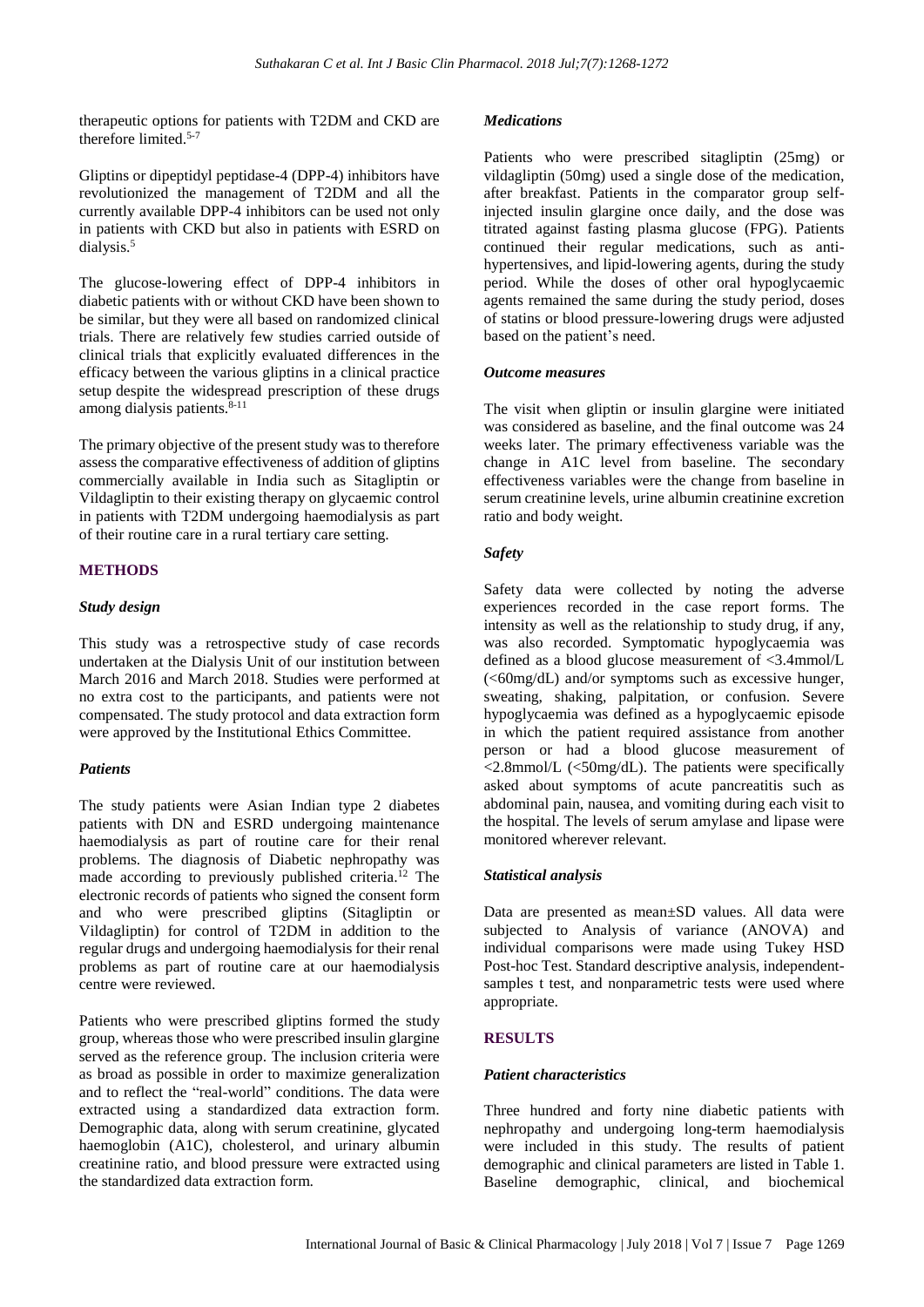therapeutic options for patients with T2DM and CKD are therefore limited.[5-7]

Gliptins or dipeptidyl peptidase-4 (DPP-4) inhibitors have revolutionized the management of T2DM and all the currently available DPP-4 inhibitors can be used not only in patients with CKD but also in patients with ESRD on dialysis.[5]

The glucose-lowering effect of DPP-4 inhibitors in diabetic patients with or without CKD have been shown to be similar, but they were all based on randomized clinical trials. There are relatively few studies carried outside of clinical trials that explicitly evaluated differences in the efficacy between the various gliptins in a clinical practice setup despite the widespread prescription of these drugs among dialysis patients.[8-11]

The primary objective of the present study was to therefore assess the comparative effectiveness of addition of gliptins commercially available in India such as Sitagliptin or Vildagliptin to their existing therapy on glycaemic control in patients with T2DM undergoing haemodialysis as part of their routine care in a rural tertiary care setting.

## METHODS

### *Study design*

This study was a retrospective study of case records undertaken at the Dialysis Unit of our institution between March 2016 and March 2018. Studies were performed at no extra cost to the participants, and patients were not compensated. The study protocol and data extraction form were approved by the Institutional Ethics Committee.

### *Patients*

The study patients were Asian Indian type 2 diabetes patients with DN and ESRD undergoing maintenance haemodialysis as part of routine care for their renal problems. The diagnosis of Diabetic nephropathy was made according to previously published criteria.[12] The electronic records of patients who signed the consent form and who were prescribed gliptins (Sitagliptin or Vildagliptin) for control of T2DM in addition to the regular drugs and undergoing haemodialysis for their renal problems as part of routine care at our haemodialysis centre were reviewed.

Patients who were prescribed gliptins formed the study group, whereas those who were prescribed insulin glargine served as the reference group. The inclusion criteria were as broad as possible in order to maximize generalization and to reflect the "real-world" conditions. The data were extracted using a standardized data extraction form. Demographic data, along with serum creatinine, glycated haemoglobin (A1C), cholesterol, and urinary albumin creatinine ratio, and blood pressure were extracted using the standardized data extraction form.

### *Medications*

Patients who were prescribed sitagliptin (25mg) or vildagliptin (50mg) used a single dose of the medication, after breakfast. Patients in the comparator group self-injected insulin glargine once daily, and the dose was titrated against fasting plasma glucose (FPG). Patients continued their regular medications, such as anti-hypertensives, and lipid-lowering agents, during the study period. While the doses of other oral hypoglycaemic agents remained the same during the study period, doses of statins or blood pressure-lowering drugs were adjusted based on the patient's need.

### *Outcome measures*

The visit when gliptin or insulin glargine were initiated was considered as baseline, and the final outcome was 24 weeks later. The primary effectiveness variable was the change in A1C level from baseline. The secondary effectiveness variables were the change from baseline in serum creatinine levels, urine albumin creatinine excretion ratio and body weight.

### *Safety*

Safety data were collected by noting the adverse experiences recorded in the case report forms. The intensity as well as the relationship to study drug, if any, was also recorded. Symptomatic hypoglycaemia was defined as a blood glucose measurement of <3.4mmol/L (<60mg/dL) and/or symptoms such as excessive hunger, sweating, shaking, palpitation, or confusion. Severe hypoglycaemia was defined as a hypoglycaemic episode in which the patient required assistance from another person or had a blood glucose measurement of <2.8mmol/L (<50mg/dL). The patients were specifically asked about symptoms of acute pancreatitis such as abdominal pain, nausea, and vomiting during each visit to the hospital. The levels of serum amylase and lipase were monitored wherever relevant.

### *Statistical analysis*

Data are presented as mean±SD values. All data were subjected to Analysis of variance (ANOVA) and individual comparisons were made using Tukey HSD Post-hoc Test. Standard descriptive analysis, independent-samples t test, and nonparametric tests were used where appropriate.

## RESULTS

### *Patient characteristics*

Three hundred and forty nine diabetic patients with nephropathy and undergoing long-term haemodialysis were included in this study. The results of patient demographic and clinical parameters are listed in Table 1. Baseline demographic, clinical, and biochemical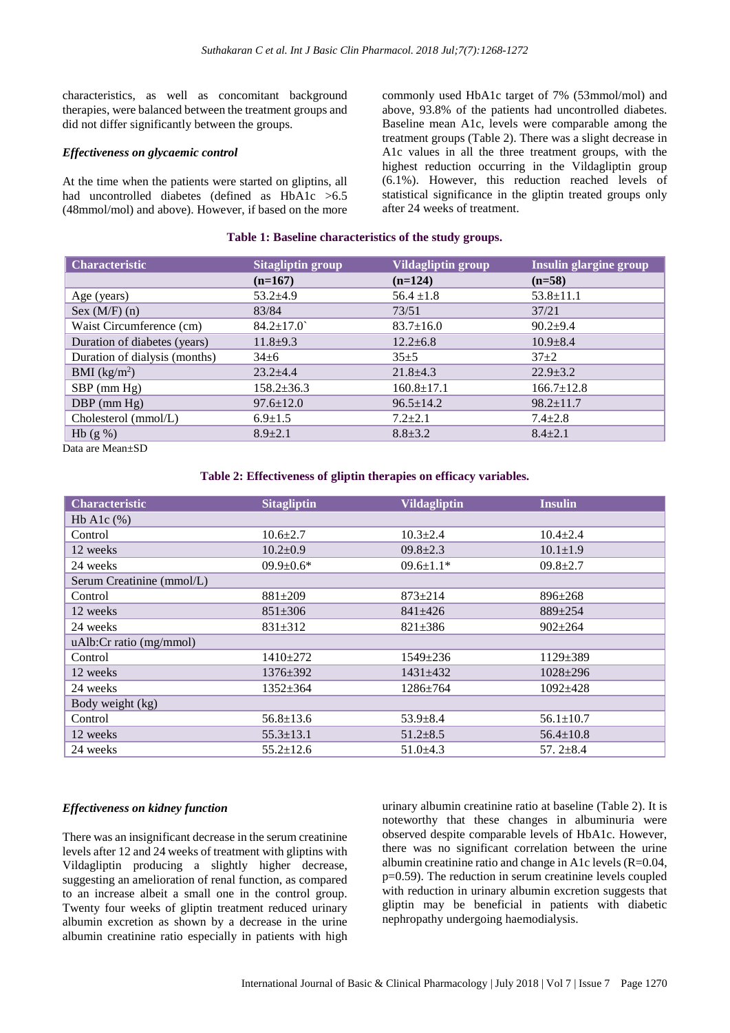characteristics, as well as concomitant background therapies, were balanced between the treatment groups and did not differ significantly between the groups.

### *Effectiveness on glycaemic control*

At the time when the patients were started on gliptins, all had uncontrolled diabetes (defined as HbA1c >6.5 (48mmol/mol) and above). However, if based on the more commonly used HbA1c target of 7% (53mmol/mol) and above, 93.8% of the patients had uncontrolled diabetes. Baseline mean A1c, levels were comparable among the treatment groups (Table 2). There was a slight decrease in A1c values in all the three treatment groups, with the highest reduction occurring in the Vildagliptin group (6.1%). However, this reduction reached levels of statistical significance in the gliptin treated groups only after 24 weeks of treatment.

**Table 1: Baseline characteristics of the study groups.**

| Characteristic | Sitagliptin group (n=167) | Vildagliptin group (n=124) | Insulin glargine group (n=58) |
|---|---|---|---|
| Age (years) | 53.2±4.9 | 56.4 ±1.8 | 53.8±11.1 |
| Sex (M/F) (n) | 83/84 | 73/51 | 37/21 |
| Waist Circumference (cm) | 84.2±17.0` | 83.7±16.0 | 90.2±9.4 |
| Duration of diabetes (years) | 11.8±9.3 | 12.2±6.8 | 10.9±8.4 |
| Duration of dialysis (months) | 34±6 | 35±5 | 37±2 |
| BMI (kg/m$^2$) | 23.2±4.4 | 21.8±4.3 | 22.9±3.2 |
| SBP (mm Hg) | 158.2±36.3 | 160.8±17.1 | 166.7±12.8 |
| DBP (mm Hg) | 97.6±12.0 | 96.5±14.2 | 98.2±11.7 |
| Cholesterol (mmol/L) | 6.9±1.5 | 7.2±2.1 | 7.4±2.8 |
| Hb (g %) | 8.9±2.1 | 8.8±3.2 | 8.4±2.1 |

Data are Mean±SD

**Table 2: Effectiveness of gliptin therapies on efficacy variables.**

| Characteristic | Sitagliptin | Vildagliptin | Insulin |
|---|---|---|---|
| Hb A1c (%) | | | |
| Control | 10.6±2.7 | 10.3±2.4 | 10.4±2.4 |
| 12 weeks | 10.2±0.9 | 09.8±2.3 | 10.1±1.9 |
| 24 weeks | 09.9±0.6* | 09.6±1.1* | 09.8±2.7 |
| Serum Creatinine (mmol/L) | | | |
| Control | 881±209 | 873±214 | 896±268 |
| 12 weeks | 851±306 | 841±426 | 889±254 |
| 24 weeks | 831±312 | 821±386 | 902±264 |
| uAlb:Cr ratio (mg/mmol) | | | |
| Control | 1410±272 | 1549±236 | 1129±389 |
| 12 weeks | 1376±392 | 1431±432 | 1028±296 |
| 24 weeks | 1352±364 | 1286±764 | 1092±428 |
| Body weight (kg) | | | |
| Control | 56.8±13.6 | 53.9±8.4 | 56.1±10.7 |
| 12 weeks | 55.3±13.1 | 51.2±8.5 | 56.4±10.8 |
| 24 weeks | 55.2±12.6 | 51.0±4.3 | 57. 2±8.4 |

### *Effectiveness on kidney function*

There was an insignificant decrease in the serum creatinine levels after 12 and 24 weeks of treatment with gliptins with Vildagliptin producing a slightly higher decrease, suggesting an amelioration of renal function, as compared to an increase albeit a small one in the control group. Twenty four weeks of gliptin treatment reduced urinary albumin excretion as shown by a decrease in the urine albumin creatinine ratio especially in patients with high urinary albumin creatinine ratio at baseline (Table 2). It is noteworthy that these changes in albuminuria were observed despite comparable levels of HbA1c. However, there was no significant correlation between the urine albumin creatinine ratio and change in A1c levels ($R=0.04$, $p=0.59$). The reduction in serum creatinine levels coupled with reduction in urinary albumin excretion suggests that gliptin may be beneficial in patients with diabetic nephropathy undergoing haemodialysis.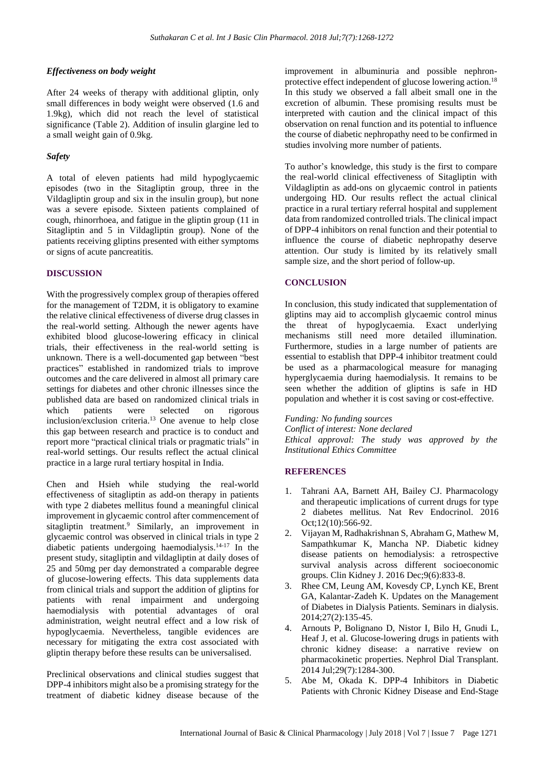### *Effectiveness on body weight*

After 24 weeks of therapy with additional gliptin, only small differences in body weight were observed (1.6 and 1.9kg), which did not reach the level of statistical significance (Table 2). Addition of insulin glargine led to a small weight gain of 0.9kg.

### *Safety*

A total of eleven patients had mild hypoglycaemic episodes (two in the Sitagliptin group, three in the Vildagliptin group and six in the insulin group), but none was a severe episode. Sixteen patients complained of cough, rhinorrhoea, and fatigue in the gliptin group (11 in Sitagliptin and 5 in Vildagliptin group). None of the patients receiving gliptins presented with either symptoms or signs of acute pancreatitis.

## DISCUSSION

With the progressively complex group of therapies offered for the management of T2DM, it is obligatory to examine the relative clinical effectiveness of diverse drug classes in the real-world setting. Although the newer agents have exhibited blood glucose-lowering efficacy in clinical trials, their effectiveness in the real-world setting is unknown. There is a well-documented gap between "best practices" established in randomized trials to improve outcomes and the care delivered in almost all primary care settings for diabetes and other chronic illnesses since the published data are based on randomized clinical trials in which patients were selected on rigorous inclusion/exclusion criteria.[13] One avenue to help close this gap between research and practice is to conduct and report more "practical clinical trials or pragmatic trials" in real-world settings. Our results reflect the actual clinical practice in a large rural tertiary hospital in India.

Chen and Hsieh while studying the real-world effectiveness of sitagliptin as add-on therapy in patients with type 2 diabetes mellitus found a meaningful clinical improvement in glycaemic control after commencement of sitagliptin treatment.[9] Similarly, an improvement in glycaemic control was observed in clinical trials in type 2 diabetic patients undergoing haemodialysis.[14-17] In the present study, sitagliptin and vildagliptin at daily doses of 25 and 50mg per day demonstrated a comparable degree of glucose-lowering effects. This data supplements data from clinical trials and support the addition of gliptins for patients with renal impairment and undergoing haemodialysis with potential advantages of oral administration, weight neutral effect and a low risk of hypoglycaemia. Nevertheless, tangible evidences are necessary for mitigating the extra cost associated with gliptin therapy before these results can be universalised.

Preclinical observations and clinical studies suggest that DPP-4 inhibitors might also be a promising strategy for the treatment of diabetic kidney disease because of the improvement in albuminuria and possible nephron-protective effect independent of glucose lowering action.[18] In this study we observed a fall albeit small one in the excretion of albumin. These promising results must be interpreted with caution and the clinical impact of this observation on renal function and its potential to influence the course of diabetic nephropathy need to be confirmed in studies involving more number of patients.

To author's knowledge, this study is the first to compare the real-world clinical effectiveness of Sitagliptin with Vildagliptin as add-ons on glycaemic control in patients undergoing HD. Our results reflect the actual clinical practice in a rural tertiary referral hospital and supplement data from randomized controlled trials. The clinical impact of DPP-4 inhibitors on renal function and their potential to influence the course of diabetic nephropathy deserve attention. Our study is limited by its relatively small sample size, and the short period of follow-up.

## CONCLUSION

In conclusion, this study indicated that supplementation of gliptins may aid to accomplish glycaemic control minus the threat of hypoglycaemia. Exact underlying mechanisms still need more detailed illumination. Furthermore, studies in a large number of patients are essential to establish that DPP-4 inhibitor treatment could be used as a pharmacological measure for managing hyperglycaemia during haemodialysis. It remains to be seen whether the addition of gliptins is safe in HD population and whether it is cost saving or cost-effective.

*Funding: No funding sources*
*Conflict of interest: None declared*
*Ethical approval: The study was approved by the Institutional Ethics Committee*

## REFERENCES

1. Tahrani AA, Barnett AH, Bailey CJ. Pharmacology and therapeutic implications of current drugs for type 2 diabetes mellitus. Nat Rev Endocrinol. 2016 Oct;12(10):566-92.
2. Vijayan M, Radhakrishnan S, Abraham G, Mathew M, Sampathkumar K, Mancha NP. Diabetic kidney disease patients on hemodialysis: a retrospective survival analysis across different socioeconomic groups. Clin Kidney J. 2016 Dec;9(6):833-8.
3. Rhee CM, Leung AM, Kovesdy CP, Lynch KE, Brent GA, Kalantar-Zadeh K. Updates on the Management of Diabetes in Dialysis Patients. Seminars in dialysis. 2014;27(2):135-45.
4. Arnouts P, Bolignano D, Nistor I, Bilo H, Gnudi L, Heaf J, et al. Glucose-lowering drugs in patients with chronic kidney disease: a narrative review on pharmacokinetic properties. Nephrol Dial Transplant. 2014 Jul;29(7):1284-300.
5. Abe M, Okada K. DPP-4 Inhibitors in Diabetic Patients with Chronic Kidney Disease and End-Stage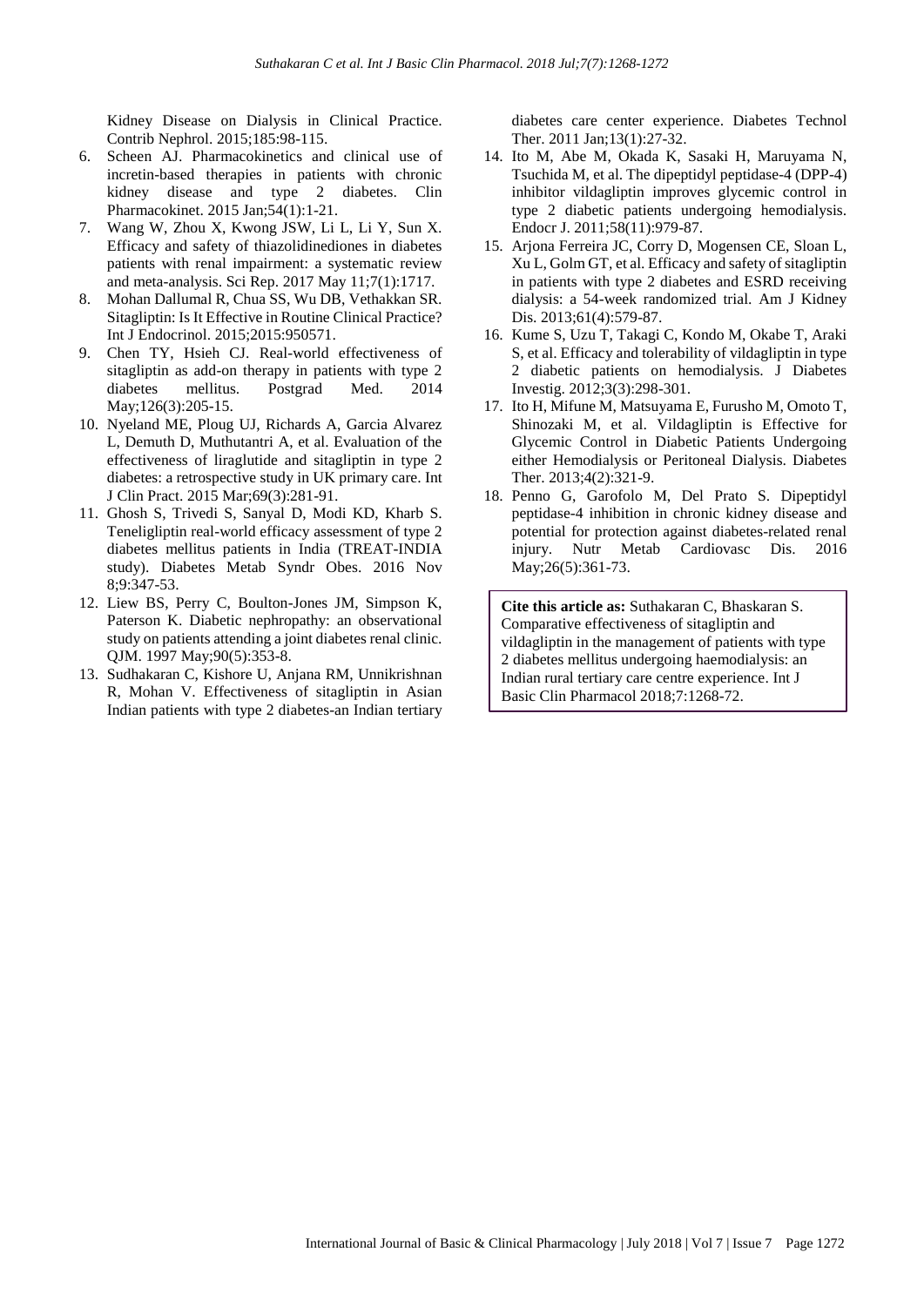Kidney Disease on Dialysis in Clinical Practice. Contrib Nephrol. 2015;185:98-115.

6. Scheen AJ. Pharmacokinetics and clinical use of incretin-based therapies in patients with chronic kidney disease and type 2 diabetes. Clin Pharmacokinet. 2015 Jan;54(1):1-21.
7. Wang W, Zhou X, Kwong JSW, Li L, Li Y, Sun X. Efficacy and safety of thiazolidinediones in diabetes patients with renal impairment: a systematic review and meta-analysis. Sci Rep. 2017 May 11;7(1):1717.
8. Mohan Dallumal R, Chua SS, Wu DB, Vethakkan SR. Sitagliptin: Is It Effective in Routine Clinical Practice? Int J Endocrinol. 2015;2015:950571.
9. Chen TY, Hsieh CJ. Real-world effectiveness of sitagliptin as add-on therapy in patients with type 2 diabetes mellitus. Postgrad Med. 2014 May;126(3):205-15.
10. Nyeland ME, Ploug UJ, Richards A, Garcia Alvarez L, Demuth D, Muthutantri A, et al. Evaluation of the effectiveness of liraglutide and sitagliptin in type 2 diabetes: a retrospective study in UK primary care. Int J Clin Pract. 2015 Mar;69(3):281-91.
11. Ghosh S, Trivedi S, Sanyal D, Modi KD, Kharb S. Teneligliptin real-world efficacy assessment of type 2 diabetes mellitus patients in India (TREAT-INDIA study). Diabetes Metab Syndr Obes. 2016 Nov 8;9:347-53.
12. Liew BS, Perry C, Boulton-Jones JM, Simpson K, Paterson K. Diabetic nephropathy: an observational study on patients attending a joint diabetes renal clinic. QJM. 1997 May;90(5):353-8.
13. Sudhakaran C, Kishore U, Anjana RM, Unnikrishnan R, Mohan V. Effectiveness of sitagliptin in Asian Indian patients with type 2 diabetes-an Indian tertiary diabetes care center experience. Diabetes Technol Ther. 2011 Jan;13(1):27-32.
14. Ito M, Abe M, Okada K, Sasaki H, Maruyama N, Tsuchida M, et al. The dipeptidyl peptidase-4 (DPP-4) inhibitor vildagliptin improves glycemic control in type 2 diabetic patients undergoing hemodialysis. Endocr J. 2011;58(11):979-87.
15. Arjona Ferreira JC, Corry D, Mogensen CE, Sloan L, Xu L, Golm GT, et al. Efficacy and safety of sitagliptin in patients with type 2 diabetes and ESRD receiving dialysis: a 54-week randomized trial. Am J Kidney Dis. 2013;61(4):579-87.
16. Kume S, Uzu T, Takagi C, Kondo M, Okabe T, Araki S, et al. Efficacy and tolerability of vildagliptin in type 2 diabetic patients on hemodialysis. J Diabetes Investig. 2012;3(3):298-301.
17. Ito H, Mifune M, Matsuyama E, Furusho M, Omoto T, Shinozaki M, et al. Vildagliptin is Effective for Glycemic Control in Diabetic Patients Undergoing either Hemodialysis or Peritoneal Dialysis. Diabetes Ther. 2013;4(2):321-9.
18. Penno G, Garofolo M, Del Prato S. Dipeptidyl peptidase-4 inhibition in chronic kidney disease and potential for protection against diabetes-related renal injury. Nutr Metab Cardiovasc Dis. 2016 May;26(5):361-73.

**Cite this article as:** Suthakaran C, Bhaskaran S. Comparative effectiveness of sitagliptin and vildagliptin in the management of patients with type 2 diabetes mellitus undergoing haemodialysis: an Indian rural tertiary care centre experience. Int J Basic Clin Pharmacol 2018;7:1268-72.